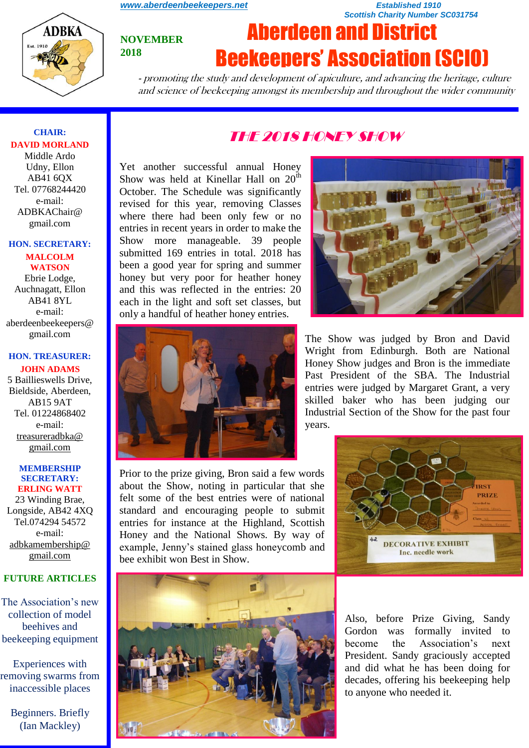www.aberdeenbeekeepers.net

*Established 1910*
*Scottish Charity Number SC031754*

ADBKA Est. 1910

**NOVEMBER 2018**

# Aberdeen and District Beekeepers' Association (SCIO)

*- promoting the study and development of apiculture, and advancing the heritage, culture and science of beekeeping amongst its membership and throughout the wider community*

## THE 2018 HONEY SHOW

Yet another successful annual Honey Show was held at Kinellar Hall on 20th October. The Schedule was significantly revised for this year, removing Classes where there had been only few or no entries in recent years in order to make the Show more manageable. 39 people submitted 169 entries in total. 2018 has been a good year for spring and summer honey but very poor for heather honey and this was reflected in the entries: 20 each in the light and soft set classes, but only a handful of heather honey entries.

The Show was judged by Bron and David Wright from Edinburgh. Both are National Honey Show judges and Bron is the immediate Past President of the SBA. The Industrial entries were judged by Margaret Grant, a very skilled baker who has been judging our Industrial Section of the Show for the past four years.

Prior to the prize giving, Bron said a few words about the Show, noting in particular that she felt some of the best entries were of national standard and encouraging people to submit entries for instance at the Highland, Scottish Honey and the National Shows. By way of example, Jenny's stained glass honeycomb and bee exhibit won Best in Show.

FIRST PRIZE

42 DECORATIVE EXHIBIT Inc. needle work

Also, before Prize Giving, Sandy Gordon was formally invited to become the Association's next President. Sandy graciously accepted and did what he has been doing for decades, offering his beekeeping help to anyone who needed it.

---

**CHAIR:**
**DAVID MORLAND**
Middle Ardo
Udny, Ellon
AB41 6QX
Tel. 07768244420
e-mail:
ADBKAChair@gmail.com

**HON. SECRETARY:**
**MALCOLM WATSON**
Ebrie Lodge,
Auchnagatt, Ellon
AB41 8YL
e-mail:
aberdeenbeekeepers@gmail.com

**HON. TREASURER:**
**JOHN ADAMS**
5 Baillieswells Drive,
Bieldside, Aberdeen,
AB15 9AT
Tel. 01224868402
e-mail:
treasureradbka@gmail.com

**MEMBERSHIP SECRETARY:**
**ERLING WATT**
23 Winding Brae,
Longside, AB42 4XQ
Tel.074294 54572
e-mail:
adbkamembership@gmail.com

**FUTURE ARTICLES**

The Association's new collection of model beehives and beekeeping equipment

Experiences with removing swarms from inaccessible places

Beginners. Briefly (Ian Mackley)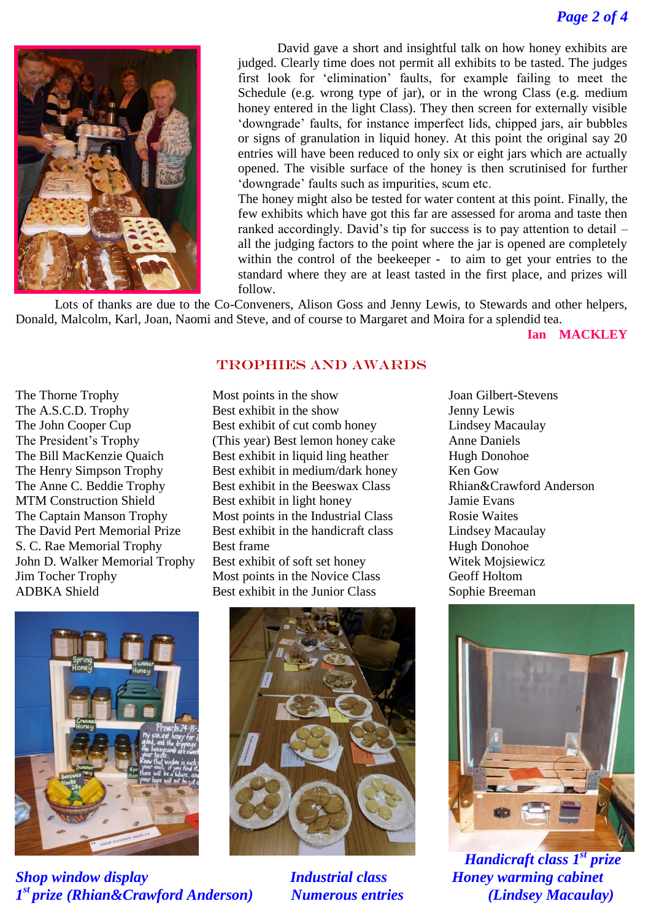David gave a short and insightful talk on how honey exhibits are judged. Clearly time does not permit all exhibits to be tasted. The judges first look for 'elimination' faults, for example failing to meet the Schedule (e.g. wrong type of jar), or in the wrong Class (e.g. medium honey entered in the light Class). They then screen for externally visible 'downgrade' faults, for instance imperfect lids, chipped jars, air bubbles or signs of granulation in liquid honey. At this point the original say 20 entries will have been reduced to only six or eight jars which are actually opened. The visible surface of the honey is then scrutinised for further 'downgrade' faults such as impurities, scum etc.

The honey might also be tested for water content at this point. Finally, the few exhibits which have got this far are assessed for aroma and taste then ranked accordingly. David's tip for success is to pay attention to detail – all the judging factors to the point where the jar is opened are completely within the control of the beekeeper - to aim to get your entries to the standard where they are at least tasted in the first place, and prizes will follow.

Lots of thanks are due to the Co-Conveners, Alison Goss and Jenny Lewis, to Stewards and other helpers, Donald, Malcolm, Karl, Joan, Naomi and Steve, and of course to Margaret and Moira for a splendid tea.

**Ian MACKLEY**

## TROPHIES AND AWARDS

| Trophy | Award | Winner |
|---|---|---|
| The Thorne Trophy | Most points in the show | Joan Gilbert-Stevens |
| The A.S.C.D. Trophy | Best exhibit in the show | Jenny Lewis |
| The John Cooper Cup | Best exhibit of cut comb honey | Lindsey Macaulay |
| The President's Trophy | (This year) Best lemon honey cake | Anne Daniels |
| The Bill MacKenzie Quaich | Best exhibit in liquid ling heather | Hugh Donohoe |
| The Henry Simpson Trophy | Best exhibit in medium/dark honey | Ken Gow |
| The Anne C. Beddie Trophy | Best exhibit in the Beeswax Class | Rhian&Crawford Anderson |
| MTM Construction Shield | Best exhibit in light honey | Jamie Evans |
| The Captain Manson Trophy | Most points in the Industrial Class | Rosie Waites |
| The David Pert Memorial Prize | Best exhibit in the handicraft class | Lindsey Macaulay |
| S. C. Rae Memorial Trophy | Best frame | Hugh Donohoe |
| John D. Walker Memorial Trophy | Best exhibit of soft set honey | Witek Mojsiewicz |
| Jim Tocher Trophy | Most points in the Novice Class | Geoff Holtom |
| ADBKA Shield | Best exhibit in the Junior Class | Sophie Breeman |

*Shop window display*
*1st prize (Rhian&Crawford Anderson)*

*Industrial class*
*Numerous entries*

*Handicraft class 1st prize*
*Honey warming cabinet*
*(Lindsey Macaulay)*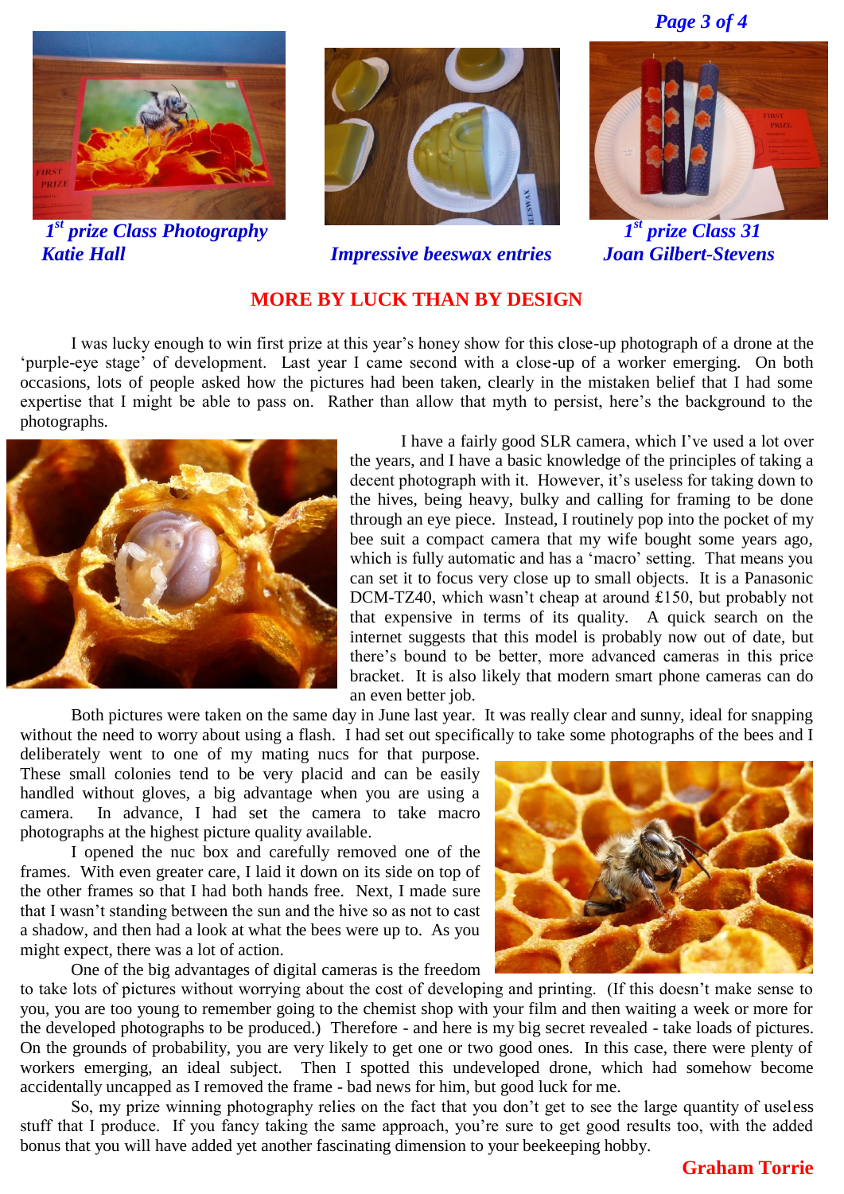*1st prize Class Photography*
*Katie Hall*

*Impressive beeswax entries*

*1st prize Class 31*
*Joan Gilbert-Stevens*

## MORE BY LUCK THAN BY DESIGN

I was lucky enough to win first prize at this year's honey show for this close-up photograph of a drone at the 'purple-eye stage' of development. Last year I came second with a close-up of a worker emerging. On both occasions, lots of people asked how the pictures had been taken, clearly in the mistaken belief that I had some expertise that I might be able to pass on. Rather than allow that myth to persist, here's the background to the photographs.

I have a fairly good SLR camera, which I've used a lot over the years, and I have a basic knowledge of the principles of taking a decent photograph with it. However, it's useless for taking down to the hives, being heavy, bulky and calling for framing to be done through an eye piece. Instead, I routinely pop into the pocket of my bee suit a compact camera that my wife bought some years ago, which is fully automatic and has a 'macro' setting. That means you can set it to focus very close up to small objects. It is a Panasonic DCM-TZ40, which wasn't cheap at around £150, but probably not that expensive in terms of its quality. A quick search on the internet suggests that this model is probably now out of date, but there's bound to be better, more advanced cameras in this price bracket. It is also likely that modern smart phone cameras can do an even better job.

Both pictures were taken on the same day in June last year. It was really clear and sunny, ideal for snapping without the need to worry about using a flash. I had set out specifically to take some photographs of the bees and I deliberately went to one of my mating nucs for that purpose. These small colonies tend to be very placid and can be easily handled without gloves, a big advantage when you are using a camera. In advance, I had set the camera to take macro photographs at the highest picture quality available.

I opened the nuc box and carefully removed one of the frames. With even greater care, I laid it down on its side on top of the other frames so that I had both hands free. Next, I made sure that I wasn't standing between the sun and the hive so as not to cast a shadow, and then had a look at what the bees were up to. As you might expect, there was a lot of action.

One of the big advantages of digital cameras is the freedom to take lots of pictures without worrying about the cost of developing and printing. (If this doesn't make sense to you, you are too young to remember going to the chemist shop with your film and then waiting a week or more for the developed photographs to be produced.) Therefore - and here is my big secret revealed - take loads of pictures. On the grounds of probability, you are very likely to get one or two good ones. In this case, there were plenty of workers emerging, an ideal subject. Then I spotted this undeveloped drone, which had somehow become accidentally uncapped as I removed the frame - bad news for him, but good luck for me.

So, my prize winning photography relies on the fact that you don't get to see the large quantity of useless stuff that I produce. If you fancy taking the same approach, you're sure to get good results too, with the added bonus that you will have added yet another fascinating dimension to your beekeeping hobby.

**Graham Torrie**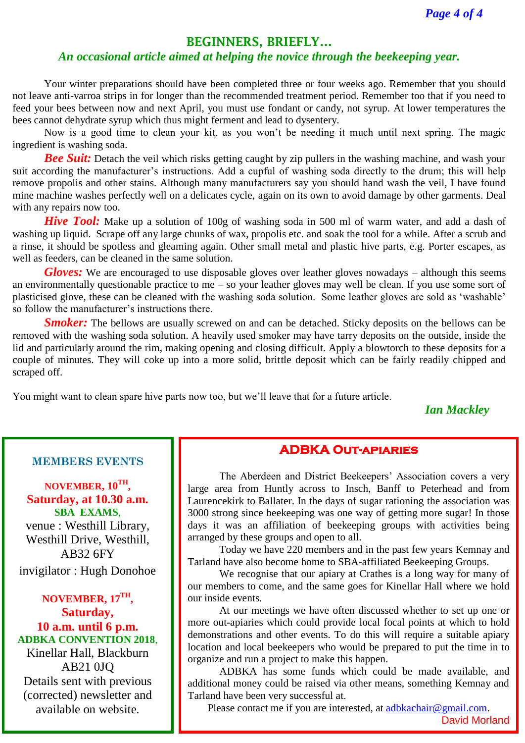## BEGINNERS, BRIEFLY…

*An occasional article aimed at helping the novice through the beekeeping year.*

Your winter preparations should have been completed three or four weeks ago. Remember that you should not leave anti-varroa strips in for longer than the recommended treatment period. Remember too that if you need to feed your bees between now and next April, you must use fondant or candy, not syrup. At lower temperatures the bees cannot dehydrate syrup which thus might ferment and lead to dysentery.

Now is a good time to clean your kit, as you won't be needing it much until next spring. The magic ingredient is washing soda.

***Bee Suit:*** Detach the veil which risks getting caught by zip pullers in the washing machine, and wash your suit according the manufacturer's instructions. Add a cupful of washing soda directly to the drum; this will help remove propolis and other stains. Although many manufacturers say you should hand wash the veil, I have found mine machine washes perfectly well on a delicates cycle, again on its own to avoid damage by other garments. Deal with any repairs now too.

***Hive Tool:*** Make up a solution of 100g of washing soda in 500 ml of warm water, and add a dash of washing up liquid. Scrape off any large chunks of wax, propolis etc. and soak the tool for a while. After a scrub and a rinse, it should be spotless and gleaming again. Other small metal and plastic hive parts, e.g. Porter escapes, as well as feeders, can be cleaned in the same solution.

***Gloves:*** We are encouraged to use disposable gloves over leather gloves nowadays – although this seems an environmentally questionable practice to me – so your leather gloves may well be clean. If you use some sort of plasticised glove, these can be cleaned with the washing soda solution. Some leather gloves are sold as 'washable' so follow the manufacturer's instructions there.

***Smoker:*** The bellows are usually screwed on and can be detached. Sticky deposits on the bellows can be removed with the washing soda solution. A heavily used smoker may have tarry deposits on the outside, inside the lid and particularly around the rim, making opening and closing difficult. Apply a blowtorch to these deposits for a couple of minutes. They will coke up into a more solid, brittle deposit which can be fairly readily chipped and scraped off.

You might want to clean spare hive parts now too, but we'll leave that for a future article.

*Ian Mackley*

### MEMBERS EVENTS

**NOVEMBER, 10TH,**
**Saturday, at 10.30 a.m.**
**SBA EXAMS,**
venue : Westhill Library, Westhill Drive, Westhill, AB32 6FY
invigilator : Hugh Donohoe

**NOVEMBER, 17TH,**
**Saturday,**
**10 a.m. until 6 p.m.**
**ADBKA CONVENTION 2018,**
Kinellar Hall, Blackburn AB21 0JQ
Details sent with previous (corrected) newsletter and available on website.

### ADBKA OUT-APIARIES

The Aberdeen and District Beekeepers' Association covers a very large area from Huntly across to Insch, Banff to Peterhead and from Laurencekirk to Ballater. In the days of sugar rationing the association was 3000 strong since beekeeping was one way of getting more sugar! In those days it was an affiliation of beekeeping groups with activities being arranged by these groups and open to all.

Today we have 220 members and in the past few years Kemnay and Tarland have also become home to SBA-affiliated Beekeeping Groups.

We recognise that our apiary at Crathes is a long way for many of our members to come, and the same goes for Kinellar Hall where we hold our inside events.

At our meetings we have often discussed whether to set up one or more out-apiaries which could provide local focal points at which to hold demonstrations and other events. To do this will require a suitable apiary location and local beekeepers who would be prepared to put the time in to organize and run a project to make this happen.

ADBKA has some funds which could be made available, and additional money could be raised via other means, something Kemnay and Tarland have been very successful at.

Please contact me if you are interested, at adbkachair@gmail.com.

David Morland